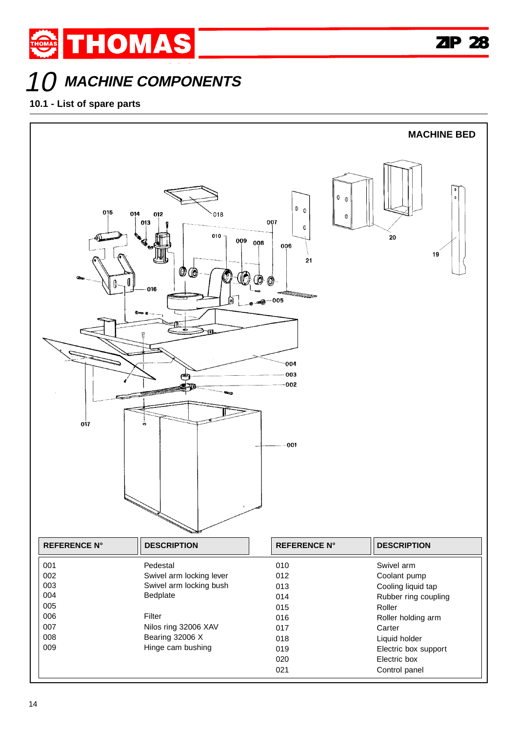# 10 MACHINE COMPONENTS

## 10.1 - List of spare parts

**MACHINE BED**

| REFERENCE N° | DESCRIPTION | REFERENCE N° | DESCRIPTION |
|---|---|---|---|
| 001 | Pedestal | 010 | Swivel arm |
| 002 | Swivel arm locking lever | 012 | Coolant pump |
| 003 | Swivel arm locking bush | 013 | Cooling liquid tap |
| 004 | Bedplate | 014 | Rubber ring coupling |
| 005 | | 015 | Roller |
| 006 | Filter | 016 | Roller holding arm |
| 007 | Nilos ring 32006 XAV | 017 | Carter |
| 008 | Bearing 32006 X | 018 | Liquid holder |
| 009 | Hinge cam bushing | 019 | Electric box support |
| | | 020 | Electric box |
| | | 021 | Control panel |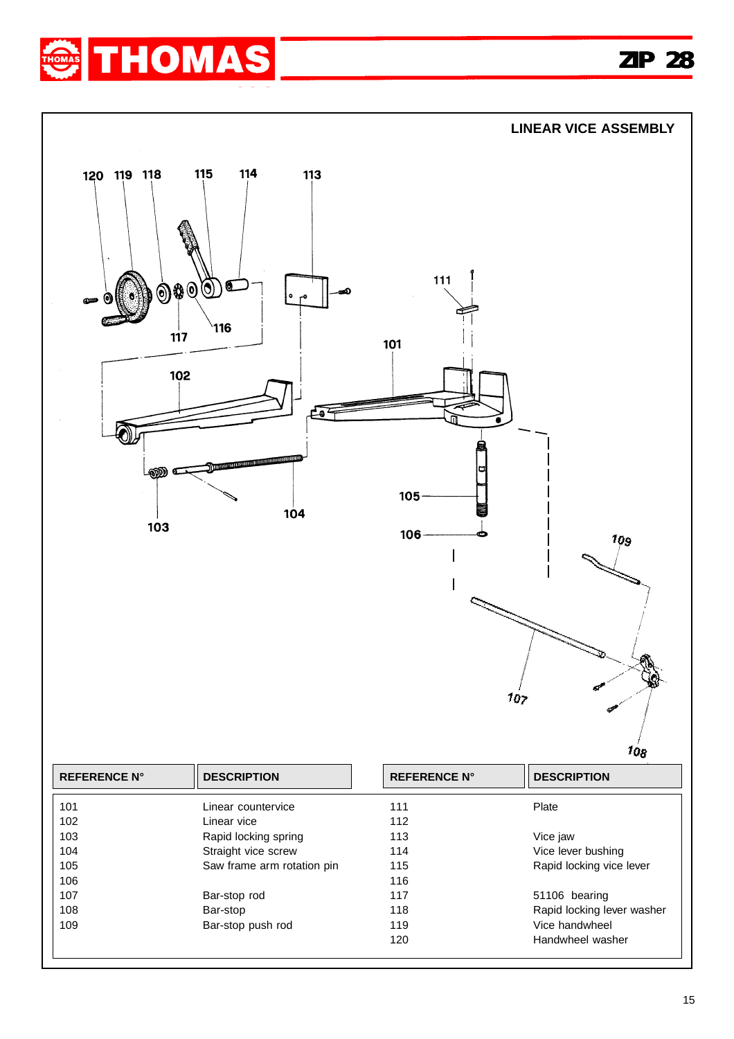## LINEAR VICE ASSEMBLY

| REFERENCE N° | DESCRIPTION | REFERENCE N° | DESCRIPTION |
|---|---|---|---|
| 101 | Linear countervice | 111 | Plate |
| 102 | Linear vice | 112 | |
| 103 | Rapid locking spring | 113 | Vice jaw |
| 104 | Straight vice screw | 114 | Vice lever bushing |
| 105 | Saw frame arm rotation pin | 115 | Rapid locking vice lever |
| 106 | | 116 | |
| 107 | Bar-stop rod | 117 | 51106 bearing |
| 108 | Bar-stop | 118 | Rapid locking lever washer |
| 109 | Bar-stop push rod | 119 | Vice handwheel |
| | | 120 | Handwheel washer |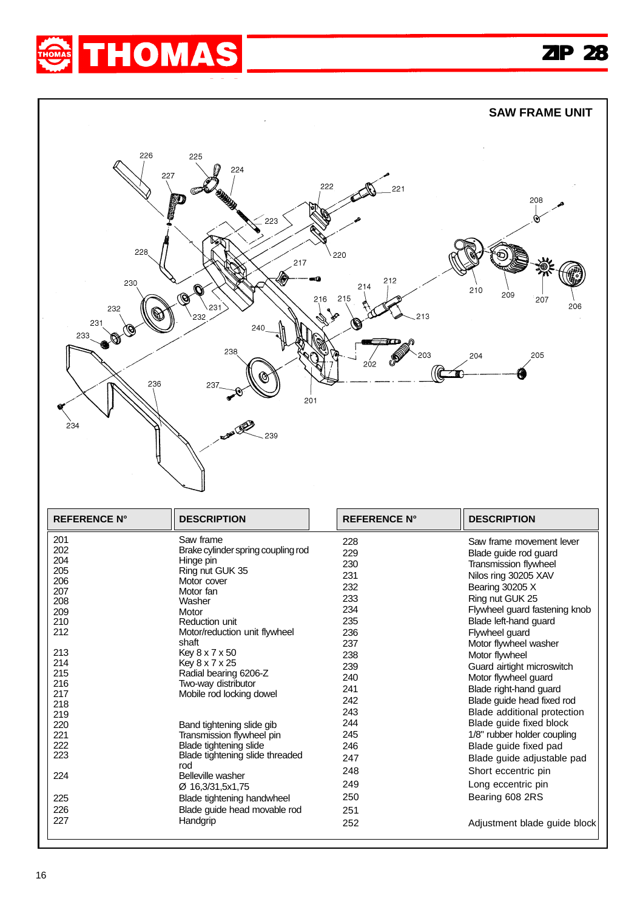## SAW FRAME UNIT

| REFERENCE N° | DESCRIPTION | REFERENCE N° | DESCRIPTION |
|---|---|---|---|
| 201 | Saw frame | 228 | Saw frame movement lever |
| 202 | Brake cylinder spring coupling rod | 229 | Blade guide rod guard |
| 204 | Hinge pin | 230 | Transmission flywheel |
| 205 | Ring nut GUK 35 | 231 | Nilos ring 30205 XAV |
| 206 | Motor cover | 232 | Bearing 30205 X |
| 207 | Motor fan | 233 | Ring nut GUK 25 |
| 208 | Washer | 234 | Flywheel guard fastening knob |
| 209 | Motor | 235 | Blade left-hand guard |
| 210 | Reduction unit | 236 | Flywheel guard |
| 212 | Motor/reduction unit flywheel shaft | 237 | Motor flywheel washer |
| 213 | Key 8 x 7 x 50 | 238 | Motor flywheel |
| 214 | Key 8 x 7 x 25 | 239 | Guard airtight microswitch |
| 215 | Radial bearing 6206-Z | 240 | Motor flywheel guard |
| 216 | Two-way distributor | 241 | Blade right-hand guard |
| 217 | Mobile rod locking dowel | 242 | Blade guide head fixed rod |
| 218 | | 243 | Blade additional protection |
| 219 | | 244 | Blade guide fixed block |
| 220 | Band tightening slide gib | 245 | 1/8" rubber holder coupling |
| 221 | Transmission flywheel pin | 246 | Blade guide fixed pad |
| 222 | Blade tightening slide | 247 | Blade guide adjustable pad |
| 223 | Blade tightening slide threaded rod | 248 | Short eccentric pin |
| 224 | Belleville washer Ø 16,3/31,5x1,75 | 249 | Long eccentric pin |
| 225 | Blade tightening handwheel | 250 | Bearing 608 2RS |
| 226 | Blade guide head movable rod | 251 | |
| 227 | Handgrip | 252 | Adjustment blade guide block |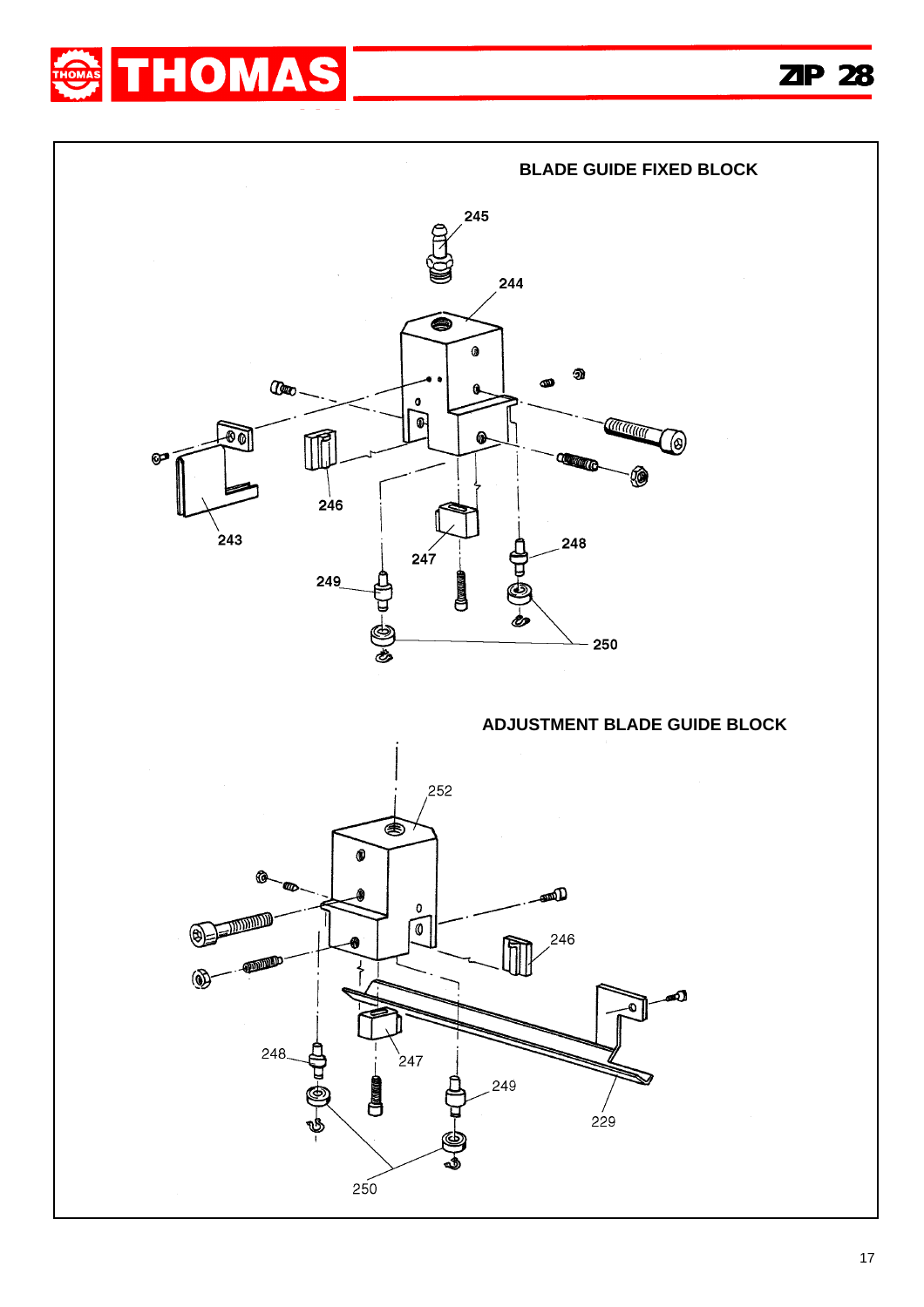## BLADE GUIDE FIXED BLOCK

245

244

243

246

247

248

249

250

## ADJUSTMENT BLADE GUIDE BLOCK

252

246

248

247

249

229

250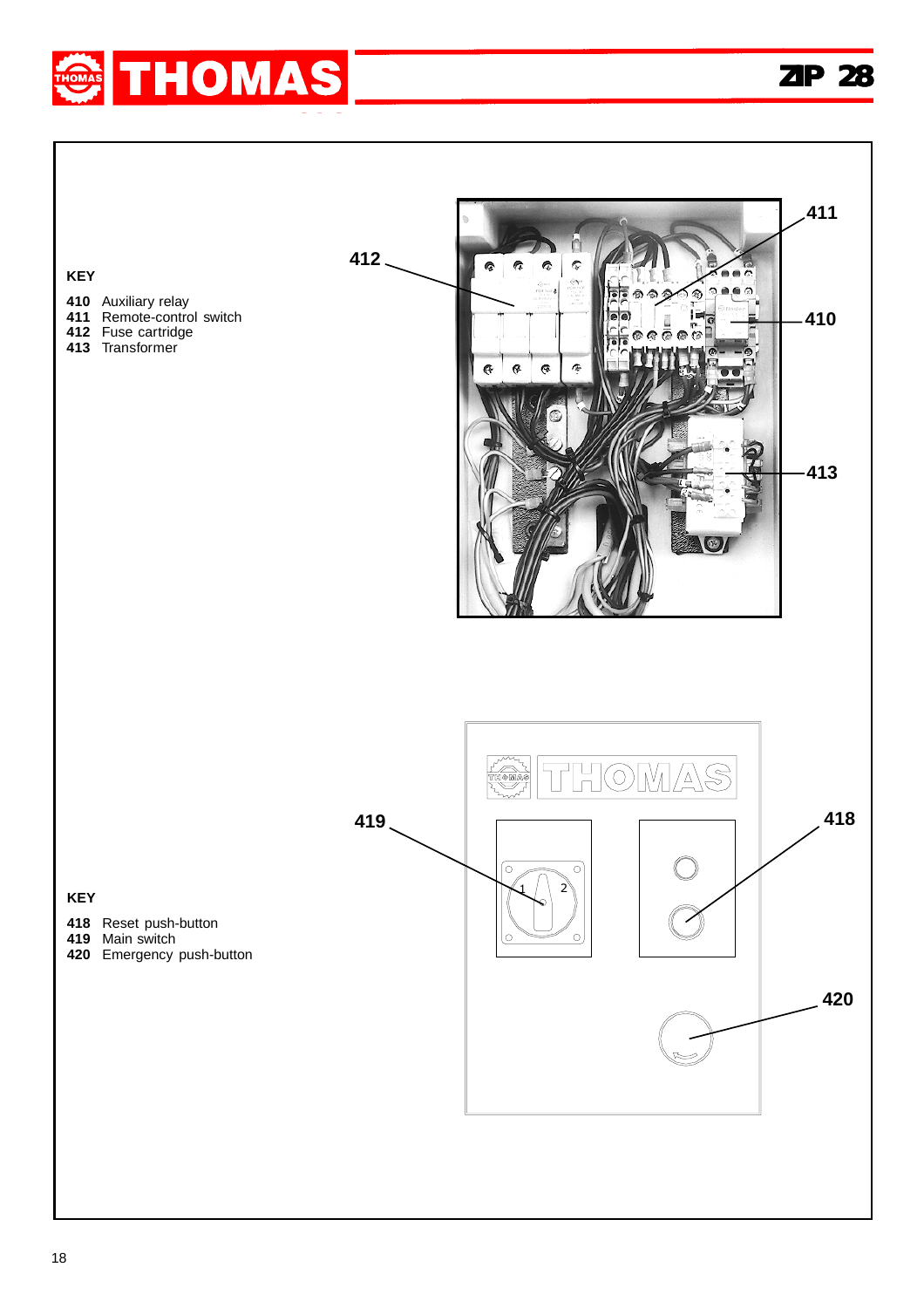**KEY**

**410** Auxiliary relay
**411** Remote-control switch
**412** Fuse cartridge
**413** Transformer

412

411

410

413

**KEY**

**418** Reset push-button
**419** Main switch
**420** Emergency push-button

419

418

420